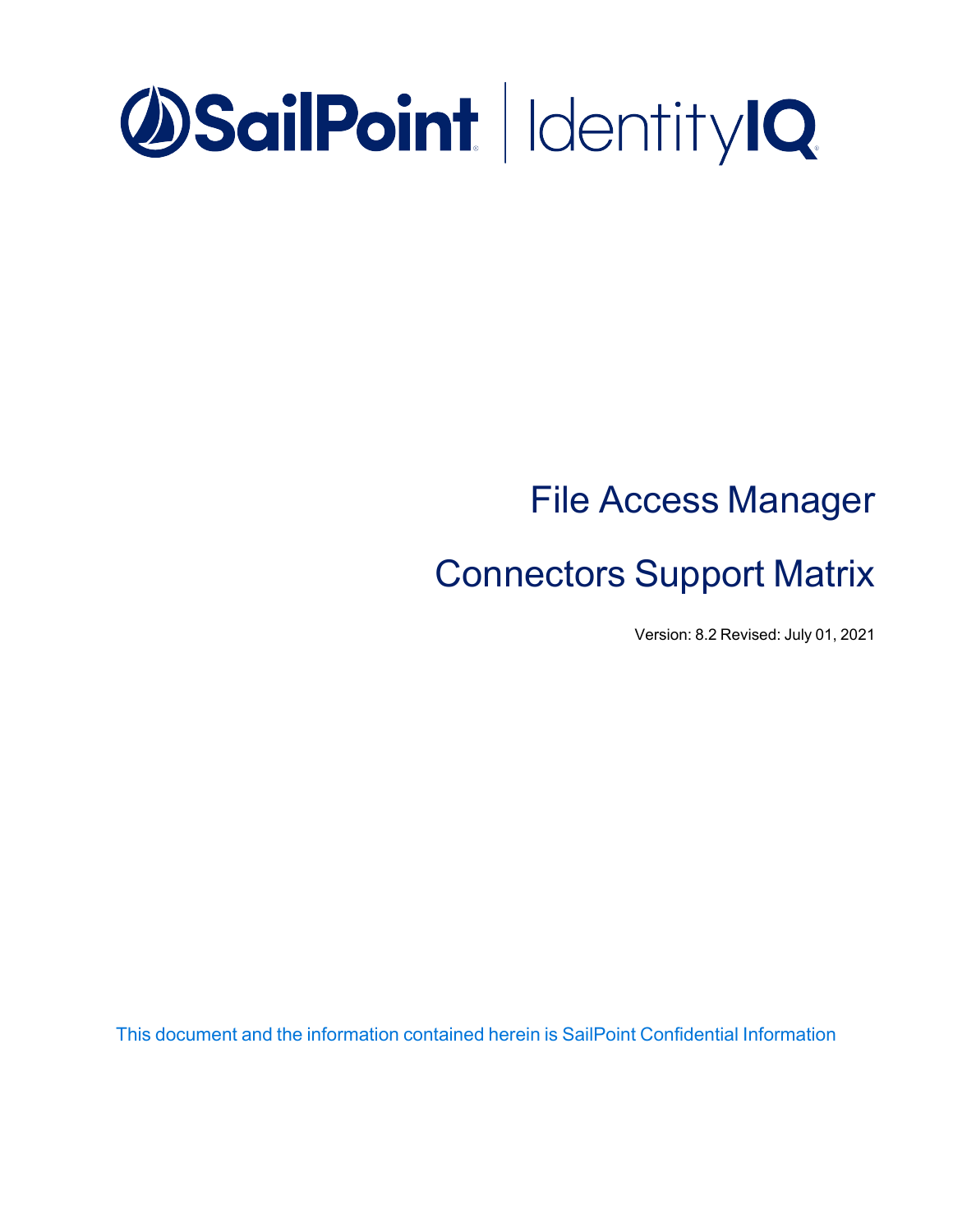SailPoint | IdentityIQ

# File Access Manager

# Connectors Support Matrix

Version: 8.2 Revised: July 01, 2021

This document and the information contained herein is SailPoint Confidential Information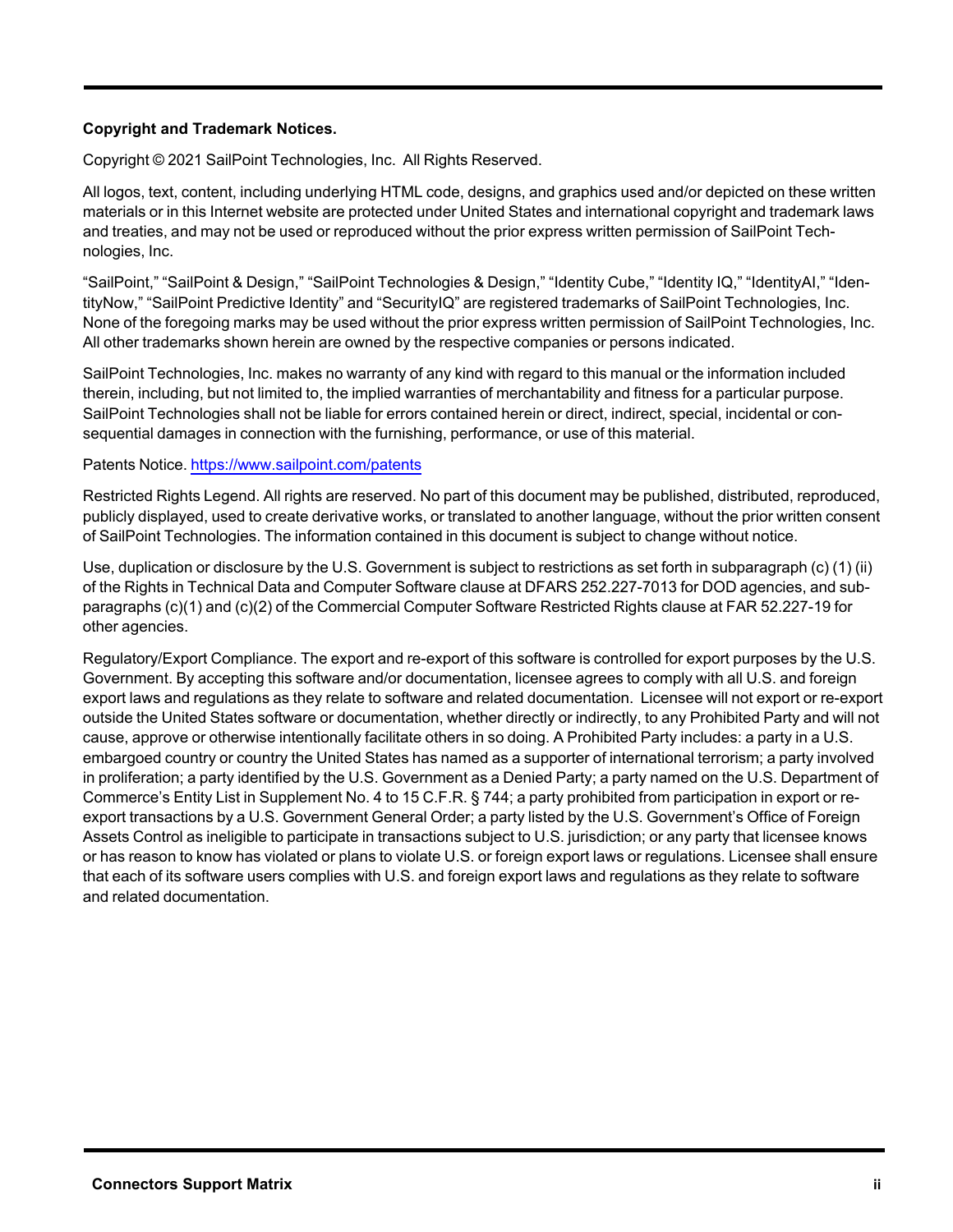**Copyright and Trademark Notices.**

Copyright © 2021 SailPoint Technologies, Inc. All Rights Reserved.

All logos, text, content, including underlying HTML code, designs, and graphics used and/or depicted on these written materials or in this Internet website are protected under United States and international copyright and trademark laws and treaties, and may not be used or reproduced without the prior express written permission of SailPoint Technologies, Inc.

"SailPoint," "SailPoint & Design," "SailPoint Technologies & Design," "Identity Cube," "Identity IQ," "IdentityAI," "IdentityNow," "SailPoint Predictive Identity" and "SecurityIQ" are registered trademarks of SailPoint Technologies, Inc. None of the foregoing marks may be used without the prior express written permission of SailPoint Technologies, Inc. All other trademarks shown herein are owned by the respective companies or persons indicated.

SailPoint Technologies, Inc. makes no warranty of any kind with regard to this manual or the information included therein, including, but not limited to, the implied warranties of merchantability and fitness for a particular purpose. SailPoint Technologies shall not be liable for errors contained herein or direct, indirect, special, incidental or consequential damages in connection with the furnishing, performance, or use of this material.

Patents Notice. https://www.sailpoint.com/patents

Restricted Rights Legend. All rights are reserved. No part of this document may be published, distributed, reproduced, publicly displayed, used to create derivative works, or translated to another language, without the prior written consent of SailPoint Technologies. The information contained in this document is subject to change without notice.

Use, duplication or disclosure by the U.S. Government is subject to restrictions as set forth in subparagraph (c) (1) (ii) of the Rights in Technical Data and Computer Software clause at DFARS 252.227-7013 for DOD agencies, and subparagraphs (c)(1) and (c)(2) of the Commercial Computer Software Restricted Rights clause at FAR 52.227-19 for other agencies.

Regulatory/Export Compliance. The export and re-export of this software is controlled for export purposes by the U.S. Government. By accepting this software and/or documentation, licensee agrees to comply with all U.S. and foreign export laws and regulations as they relate to software and related documentation. Licensee will not export or re-export outside the United States software or documentation, whether directly or indirectly, to any Prohibited Party and will not cause, approve or otherwise intentionally facilitate others in so doing. A Prohibited Party includes: a party in a U.S. embargoed country or country the United States has named as a supporter of international terrorism; a party involved in proliferation; a party identified by the U.S. Government as a Denied Party; a party named on the U.S. Department of Commerce's Entity List in Supplement No. 4 to 15 C.F.R. § 744; a party prohibited from participation in export or re-export transactions by a U.S. Government General Order; a party listed by the U.S. Government's Office of Foreign Assets Control as ineligible to participate in transactions subject to U.S. jurisdiction; or any party that licensee knows or has reason to know has violated or plans to violate U.S. or foreign export laws or regulations. Licensee shall ensure that each of its software users complies with U.S. and foreign export laws and regulations as they relate to software and related documentation.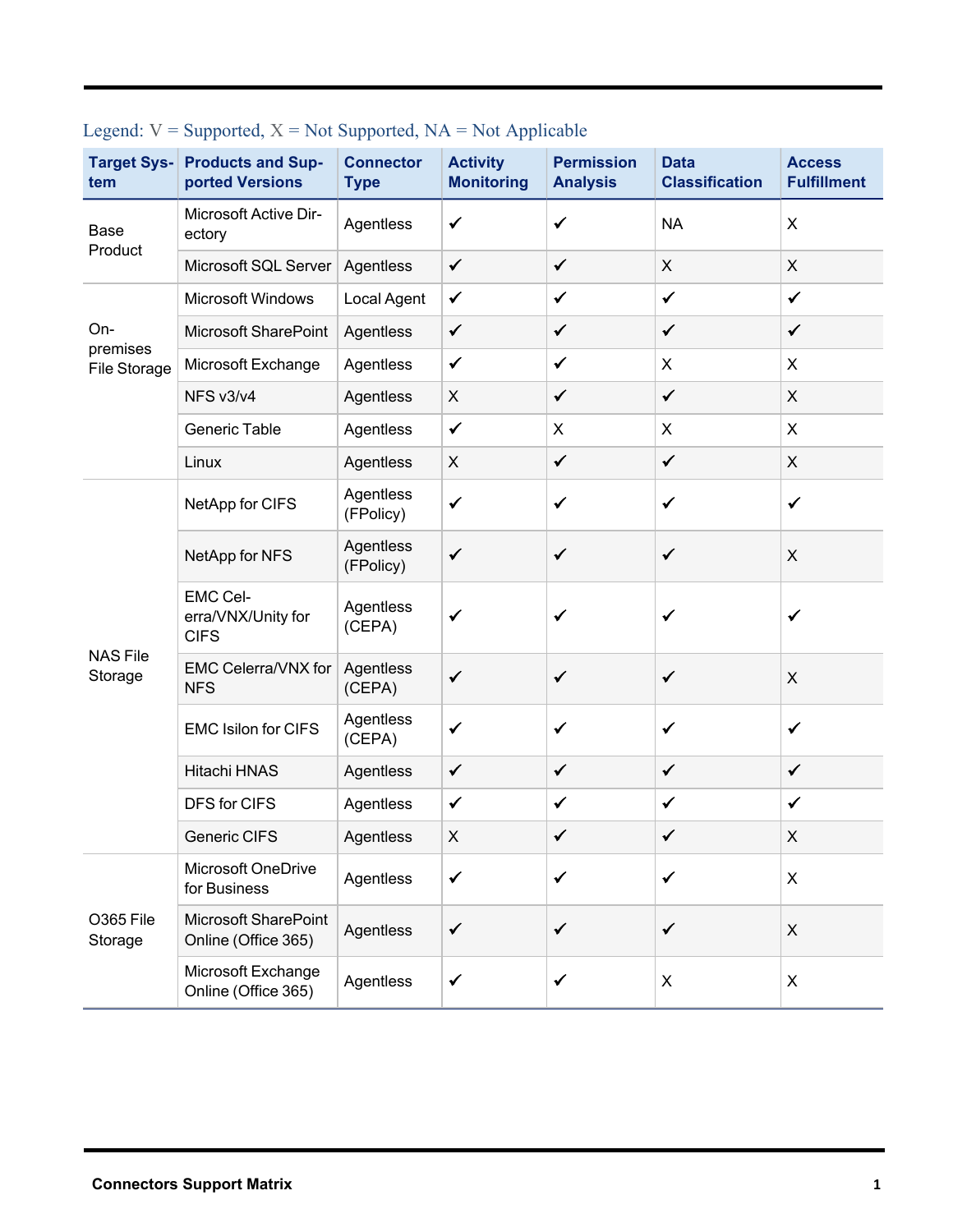Legend: V = Supported, X = Not Supported, NA = Not Applicable

| Target System | Products and Supported Versions | Connector Type | Activity Monitoring | Permission Analysis | Data Classification | Access Fulfillment |
|---|---|---|---|---|---|---|
| Base Product | Microsoft Active Directory | Agentless | ✔ | ✔ | NA | X |
| | Microsoft SQL Server | Agentless | ✔ | ✔ | X | X |
| On-premises File Storage | Microsoft Windows | Local Agent | ✔ | ✔ | ✔ | ✔ |
| | Microsoft SharePoint | Agentless | ✔ | ✔ | ✔ | ✔ |
| | Microsoft Exchange | Agentless | ✔ | ✔ | X | X |
| | NFS v3/v4 | Agentless | X | ✔ | ✔ | X |
| | Generic Table | Agentless | ✔ | X | X | X |
| | Linux | Agentless | X | ✔ | ✔ | X |
| NAS File Storage | NetApp for CIFS | Agentless (FPolicy) | ✔ | ✔ | ✔ | ✔ |
| | NetApp for NFS | Agentless (FPolicy) | ✔ | ✔ | ✔ | X |
| | EMC Celerra/VNX/Unity for CIFS | Agentless (CEPA) | ✔ | ✔ | ✔ | ✔ |
| | EMC Celerra/VNX for NFS | Agentless (CEPA) | ✔ | ✔ | ✔ | X |
| | EMC Isilon for CIFS | Agentless (CEPA) | ✔ | ✔ | ✔ | ✔ |
| | Hitachi HNAS | Agentless | ✔ | ✔ | ✔ | ✔ |
| | DFS for CIFS | Agentless | ✔ | ✔ | ✔ | ✔ |
| | Generic CIFS | Agentless | X | ✔ | ✔ | X |
| O365 File Storage | Microsoft OneDrive for Business | Agentless | ✔ | ✔ | ✔ | X |
| | Microsoft SharePoint Online (Office 365) | Agentless | ✔ | ✔ | ✔ | X |
| | Microsoft Exchange Online (Office 365) | Agentless | ✔ | ✔ | X | X |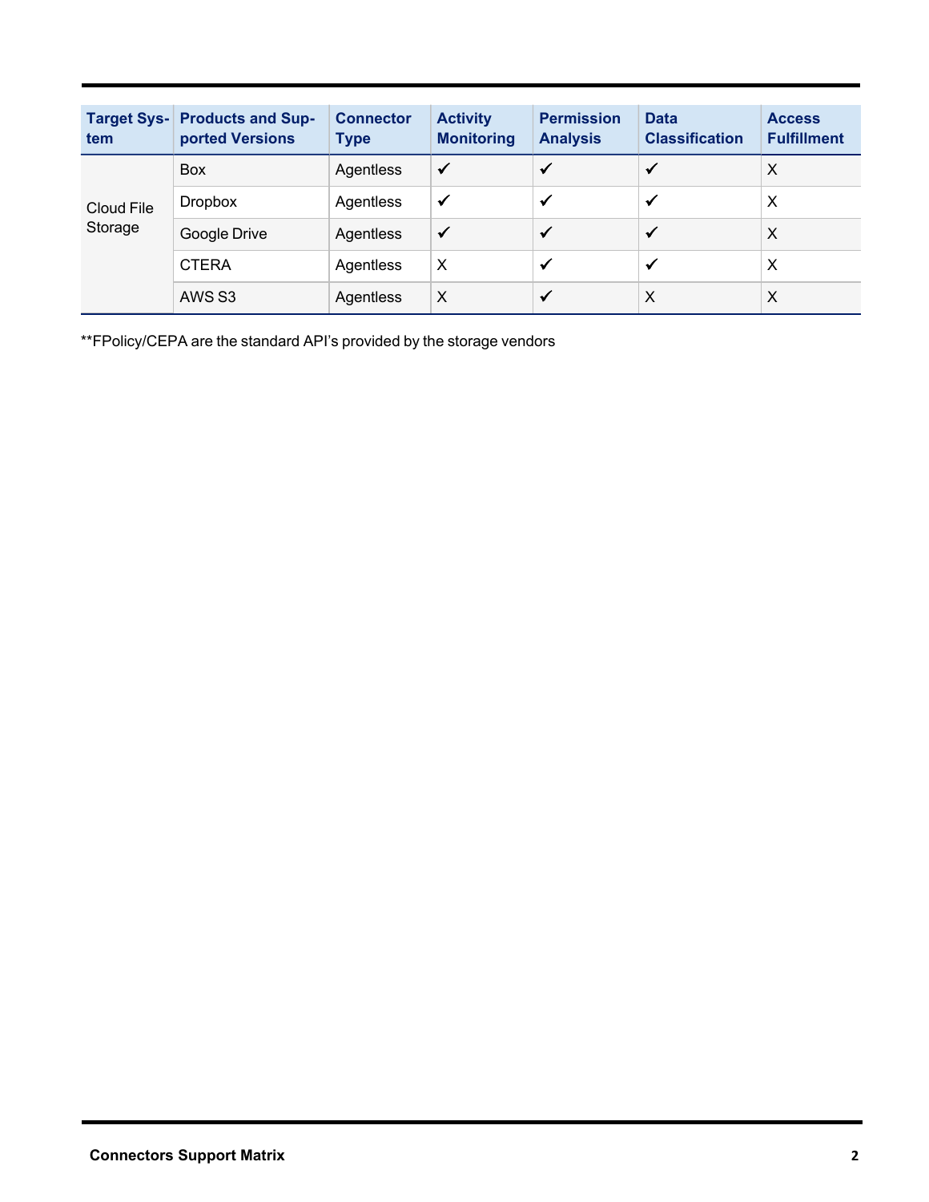| Target System | Products and Supported Versions | Connector Type | Activity Monitoring | Permission Analysis | Data Classification | Access Fulfillment |
|---|---|---|---|---|---|---|
| Cloud File Storage | Box | Agentless | ✔ | ✔ | ✔ | X |
| | Dropbox | Agentless | ✔ | ✔ | ✔ | X |
| | Google Drive | Agentless | ✔ | ✔ | ✔ | X |
| | CTERA | Agentless | X | ✔ | ✔ | X |
| | AWS S3 | Agentless | X | ✔ | X | X |

**FPolicy/CEPA are the standard API's provided by the storage vendors